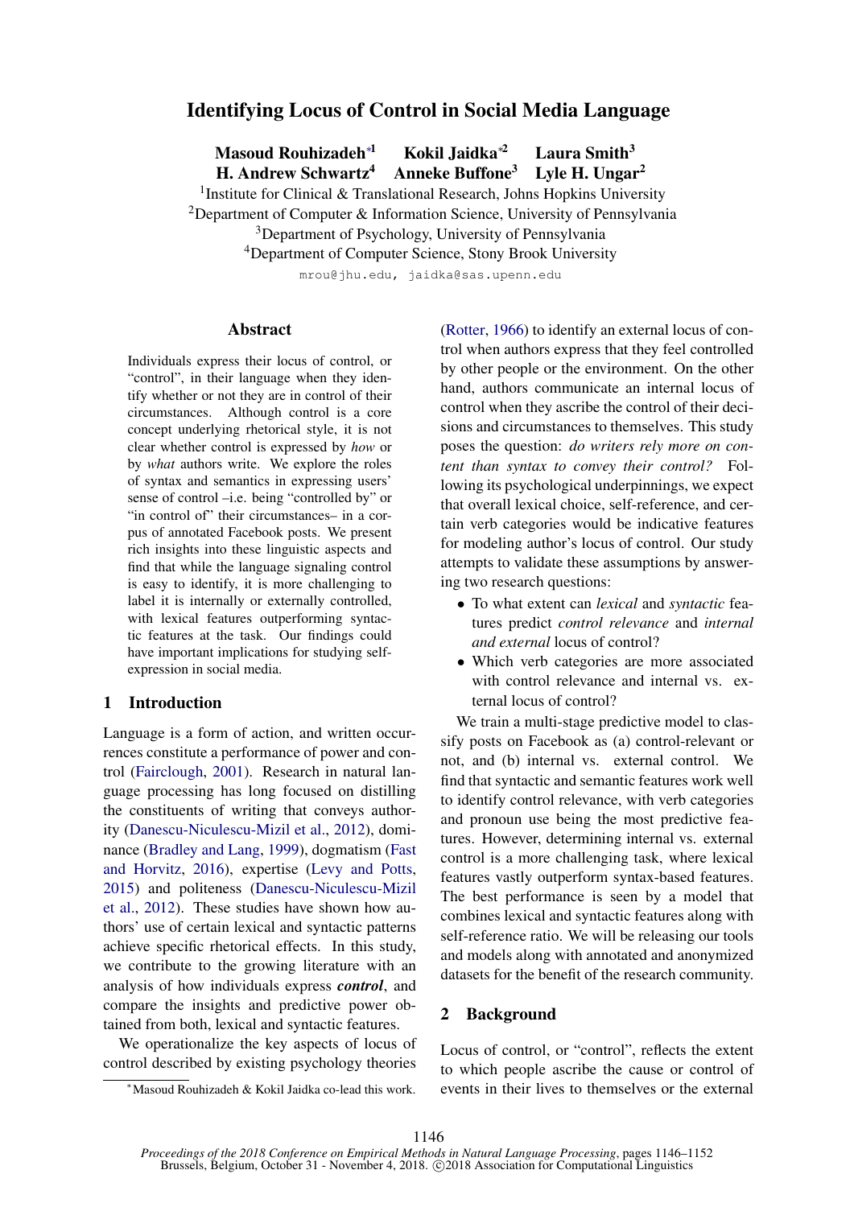# Identifying Locus of Control in Social Media Language

**Masoud Rouhizadeh**[*1] **Kokil Jaidka**[*2] **Laura Smith**[3]
**H. Andrew Schwartz**[4] **Anneke Buffone**[3] **Lyle H. Ungar**[2]

[1]Institute for Clinical & Translational Research, Johns Hopkins University
[2]Department of Computer & Information Science, University of Pennsylvania
[3]Department of Psychology, University of Pennsylvania
[4]Department of Computer Science, Stony Brook University

mrou@jhu.edu, jaidka@sas.upenn.edu

## Abstract

Individuals express their locus of control, or "control", in their language when they identify whether or not they are in control of their circumstances. Although control is a core concept underlying rhetorical style, it is not clear whether control is expressed by *how* or by *what* authors write. We explore the roles of syntax and semantics in expressing users' sense of control –i.e. being "controlled by" or "in control of" their circumstances– in a corpus of annotated Facebook posts. We present rich insights into these linguistic aspects and find that while the language signaling control is easy to identify, it is more challenging to label it is internally or externally controlled, with lexical features outperforming syntactic features at the task. Our findings could have important implications for studying self-expression in social media.

## 1 Introduction

Language is a form of action, and written occurrences constitute a performance of power and control (Fairclough, 2001). Research in natural language processing has long focused on distilling the constituents of writing that conveys authority (Danescu-Niculescu-Mizil et al., 2012), dominance (Bradley and Lang, 1999), dogmatism (Fast and Horvitz, 2016), expertise (Levy and Potts, 2015) and politeness (Danescu-Niculescu-Mizil et al., 2012). These studies have shown how authors' use of certain lexical and syntactic patterns achieve specific rhetorical effects. In this study, we contribute to the growing literature with an analysis of how individuals express ***control***, and compare the insights and predictive power obtained from both, lexical and syntactic features.

We operationalize the key aspects of locus of control described by existing psychology theories (Rotter, 1966) to identify an external locus of control when authors express that they feel controlled by other people or the environment. On the other hand, authors communicate an internal locus of control when they ascribe the control of their decisions and circumstances to themselves. This study poses the question: *do writers rely more on content than syntax to convey their control?* Following its psychological underpinnings, we expect that overall lexical choice, self-reference, and certain verb categories would be indicative features for modeling author's locus of control. Our study attempts to validate these assumptions by answering two research questions:

- To what extent can *lexical* and *syntactic* features predict *control relevance* and *internal and external* locus of control?
- Which verb categories are more associated with control relevance and internal vs. external locus of control?

We train a multi-stage predictive model to classify posts on Facebook as (a) control-relevant or not, and (b) internal vs. external control. We find that syntactic and semantic features work well to identify control relevance, with verb categories and pronoun use being the most predictive features. However, determining internal vs. external control is a more challenging task, where lexical features vastly outperform syntax-based features. The best performance is seen by a model that combines lexical and syntactic features along with self-reference ratio. We will be releasing our tools and models along with annotated and anonymized datasets for the benefit of the research community.

## 2 Background

Locus of control, or "control", reflects the extent to which people ascribe the cause or control of events in their lives to themselves or the external

[*]Masoud Rouhizadeh & Kokil Jaidka co-lead this work.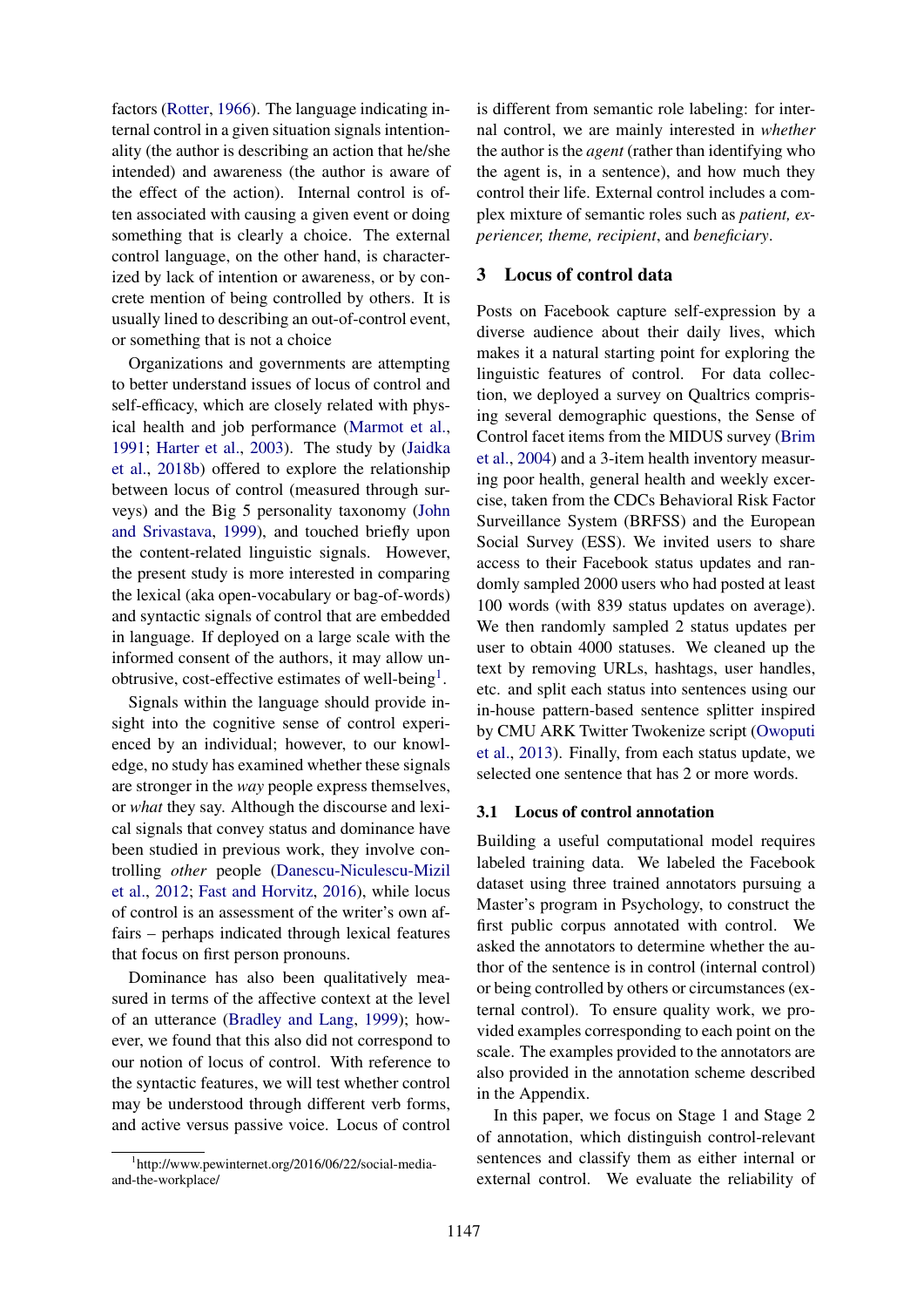factors (Rotter, 1966). The language indicating internal control in a given situation signals intentionality (the author is describing an action that he/she intended) and awareness (the author is aware of the effect of the action). Internal control is often associated with causing a given event or doing something that is clearly a choice. The external control language, on the other hand, is characterized by lack of intention or awareness, or by concrete mention of being controlled by others. It is usually lined to describing an out-of-control event, or something that is not a choice

Organizations and governments are attempting to better understand issues of locus of control and self-efficacy, which are closely related with physical health and job performance (Marmot et al., 1991; Harter et al., 2003). The study by (Jaidka et al., 2018b) offered to explore the relationship between locus of control (measured through surveys) and the Big 5 personality taxonomy (John and Srivastava, 1999), and touched briefly upon the content-related linguistic signals. However, the present study is more interested in comparing the lexical (aka open-vocabulary or bag-of-words) and syntactic signals of control that are embedded in language. If deployed on a large scale with the informed consent of the authors, it may allow unobtrusive, cost-effective estimates of well-being[1].

Signals within the language should provide insight into the cognitive sense of control experienced by an individual; however, to our knowledge, no study has examined whether these signals are stronger in the *way* people express themselves, or *what* they say. Although the discourse and lexical signals that convey status and dominance have been studied in previous work, they involve controlling *other* people (Danescu-Niculescu-Mizil et al., 2012; Fast and Horvitz, 2016), while locus of control is an assessment of the writer's own affairs – perhaps indicated through lexical features that focus on first person pronouns.

Dominance has also been qualitatively measured in terms of the affective context at the level of an utterance (Bradley and Lang, 1999); however, we found that this also did not correspond to our notion of locus of control. With reference to the syntactic features, we will test whether control may be understood through different verb forms, and active versus passive voice. Locus of control is different from semantic role labeling: for internal control, we are mainly interested in *whether* the author is the *agent* (rather than identifying who the agent is, in a sentence), and how much they control their life. External control includes a complex mixture of semantic roles such as *patient, experiencer, theme, recipient*, and *beneficiary*.

[1] http://www.pewinternet.org/2016/06/22/social-media-and-the-workplace/

## 3 Locus of control data

Posts on Facebook capture self-expression by a diverse audience about their daily lives, which makes it a natural starting point for exploring the linguistic features of control. For data collection, we deployed a survey on Qualtrics comprising several demographic questions, the Sense of Control facet items from the MIDUS survey (Brim et al., 2004) and a 3-item health inventory measuring poor health, general health and weekly exercise, taken from the CDCs Behavioral Risk Factor Surveillance System (BRFSS) and the European Social Survey (ESS). We invited users to share access to their Facebook status updates and randomly sampled 2000 users who had posted at least 100 words (with 839 status updates on average). We then randomly sampled 2 status updates per user to obtain 4000 statuses. We cleaned up the text by removing URLs, hashtags, user handles, etc. and split each status into sentences using our in-house pattern-based sentence splitter inspired by CMU ARK Twitter Twokenize script (Owoputi et al., 2013). Finally, from each status update, we selected one sentence that has 2 or more words.

### 3.1 Locus of control annotation

Building a useful computational model requires labeled training data. We labeled the Facebook dataset using three trained annotators pursuing a Master's program in Psychology, to construct the first public corpus annotated with control. We asked the annotators to determine whether the author of the sentence is in control (internal control) or being controlled by others or circumstances (external control). To ensure quality work, we provided examples corresponding to each point on the scale. The examples provided to the annotators are also provided in the annotation scheme described in the Appendix.

In this paper, we focus on Stage 1 and Stage 2 of annotation, which distinguish control-relevant sentences and classify them as either internal or external control. We evaluate the reliability of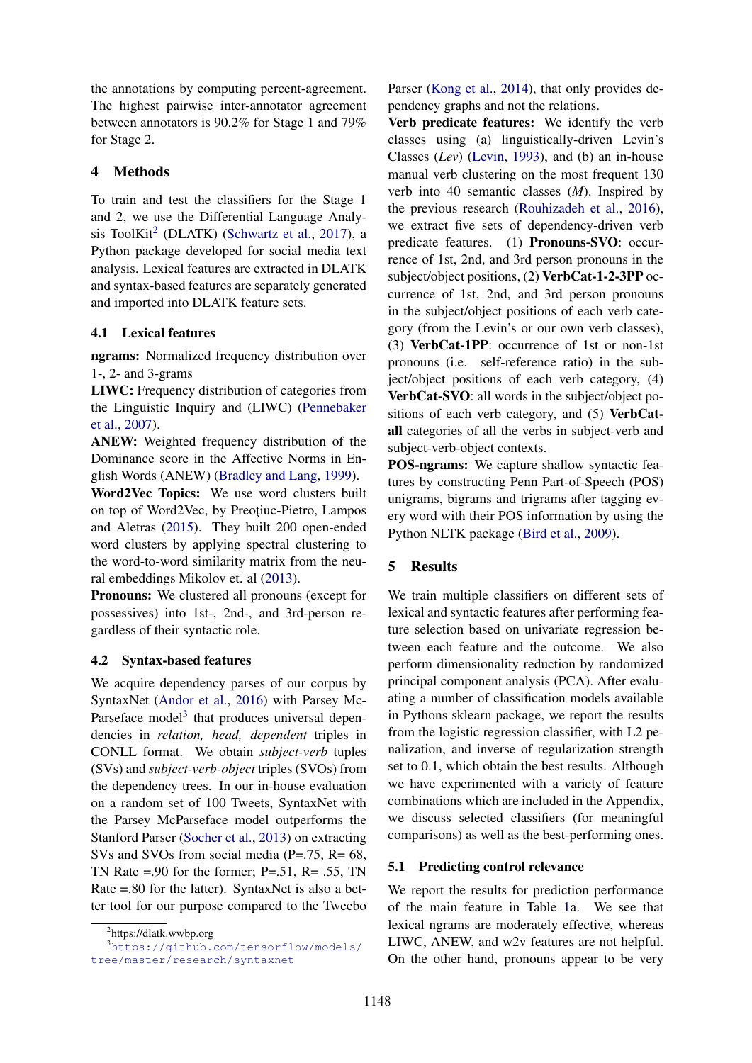the annotations by computing percent-agreement. The highest pairwise inter-annotator agreement between annotators is 90.2% for Stage 1 and 79% for Stage 2.

## 4 Methods

To train and test the classifiers for the Stage 1 and 2, we use the Differential Language Analysis ToolKit[2] (DLATK) (Schwartz et al., 2017), a Python package developed for social media text analysis. Lexical features are extracted in DLATK and syntax-based features are separately generated and imported into DLATK feature sets.

### 4.1 Lexical features

**ngrams:** Normalized frequency distribution over 1-, 2- and 3-grams

**LIWC:** Frequency distribution of categories from the Linguistic Inquiry and (LIWC) (Pennebaker et al., 2007).

**ANEW:** Weighted frequency distribution of the Dominance score in the Affective Norms in English Words (ANEW) (Bradley and Lang, 1999).

**Word2Vec Topics:** We use word clusters built on top of Word2Vec, by Preoţiuc-Pietro, Lampos and Aletras (2015). They built 200 open-ended word clusters by applying spectral clustering to the word-to-word similarity matrix from the neural embeddings Mikolov et. al (2013).

**Pronouns:** We clustered all pronouns (except for possessives) into 1st-, 2nd-, and 3rd-person regardless of their syntactic role.

### 4.2 Syntax-based features

We acquire dependency parses of our corpus by SyntaxNet (Andor et al., 2016) with Parsey McParseface model[3] that produces universal dependencies in *relation, head, dependent* triples in CONLL format. We obtain *subject-verb* tuples (SVs) and *subject-verb-object* triples (SVOs) from the dependency trees. In our in-house evaluation on a random set of 100 Tweets, SyntaxNet with the Parsey McParseface model outperforms the Stanford Parser (Socher et al., 2013) on extracting SVs and SVOs from social media (P=.75, R= 68, TN Rate =.90 for the former; P=.51, R= .55, TN Rate =.80 for the latter). SyntaxNet is also a better tool for our purpose compared to the Tweebo Parser (Kong et al., 2014), that only provides dependency graphs and not the relations.

**Verb predicate features:** We identify the verb classes using (a) linguistically-driven Levin's Classes (*Lev*) (Levin, 1993), and (b) an in-house manual verb clustering on the most frequent 130 verb into 40 semantic classes (*M*). Inspired by the previous research (Rouhizadeh et al., 2016), we extract five sets of dependency-driven verb predicate features. (1) **Pronouns-SVO**: occurrence of 1st, 2nd, and 3rd person pronouns in the subject/object positions, (2) **VerbCat-1-2-3PP** occurrence of 1st, 2nd, and 3rd person pronouns in the subject/object positions of each verb category (from the Levin's or our own verb classes), (3) **VerbCat-1PP**: occurrence of 1st or non-1st pronouns (i.e. self-reference ratio) in the subject/object positions of each verb category, (4) **VerbCat-SVO**: all words in the subject/object positions of each verb category, and (5) **VerbCat-all** categories of all the verbs in subject-verb and subject-verb-object contexts.

**POS-ngrams:** We capture shallow syntactic features by constructing Penn Part-of-Speech (POS) unigrams, bigrams and trigrams after tagging every word with their POS information by using the Python NLTK package (Bird et al., 2009).

## 5 Results

We train multiple classifiers on different sets of lexical and syntactic features after performing feature selection based on univariate regression between each feature and the outcome. We also perform dimensionality reduction by randomized principal component analysis (PCA). After evaluating a number of classification models available in Pythons sklearn package, we report the results from the logistic regression classifier, with L2 penalization, and inverse of regularization strength set to 0.1, which obtain the best results. Although we have experimented with a variety of feature combinations which are included in the Appendix, we discuss selected classifiers (for meaningful comparisons) as well as the best-performing ones.

### 5.1 Predicting control relevance

We report the results for prediction performance of the main feature in Table 1a. We see that lexical ngrams are moderately effective, whereas LIWC, ANEW, and w2v features are not helpful. On the other hand, pronouns appear to be very

[2] https://dlatk.wwbp.org

[3] https://github.com/tensorflow/models/tree/master/research/syntaxnet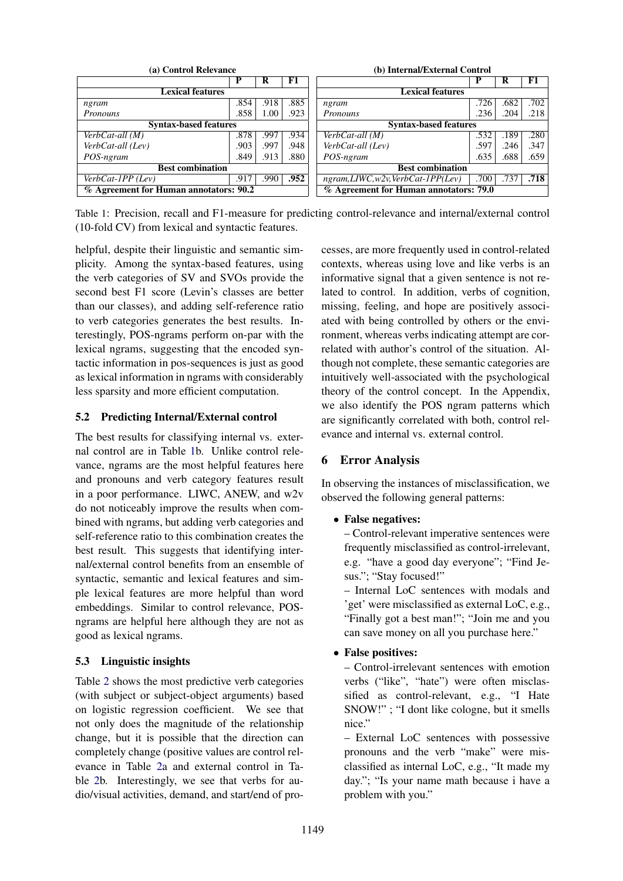**(a) Control Relevance**

| | P | R | F1 |
|---|---|---|---|
| **Lexical features** | | | |
| *ngram* | .854 | .918 | .885 |
| *Pronouns* | .858 | 1.00 | .923 |
| **Syntax-based features** | | | |
| *VerbCat-all (M)* | .878 | .997 | .934 |
| *VerbCat-all (Lev)* | .903 | .997 | .948 |
| *POS-ngram* | .849 | .913 | .880 |
| **Best combination** | | | |
| *VerbCat-1PP (Lev)* | .917 | .990 | **.952** |
| **% Agreement for Human annotators: 90.2** | | | |

**(b) Internal/External Control**

| | P | R | F1 |
|---|---|---|---|
| **Lexical features** | | | |
| *ngram* | .726 | .682 | .702 |
| *Pronouns* | .236 | .204 | .218 |
| **Syntax-based features** | | | |
| *VerbCat-all (M)* | .532 | .189 | .280 |
| *VerbCat-all (Lev)* | .597 | .246 | .347 |
| *POS-ngram* | .635 | .688 | .659 |
| **Best combination** | | | |
| *ngram,LIWC,w2v,VerbCat-1PP(Lev)* | .700 | .737 | **.718** |
| **% Agreement for Human annotators: 79.0** | | | |

Table 1: Precision, recall and F1-measure for predicting control-relevance and internal/external control (10-fold CV) from lexical and syntactic features.

helpful, despite their linguistic and semantic simplicity. Among the syntax-based features, using the verb categories of SV and SVOs provide the second best F1 score (Levin's classes are better than our classes), and adding self-reference ratio to verb categories generates the best results. Interestingly, POS-ngrams perform on-par with the lexical ngrams, suggesting that the encoded syntactic information in pos-sequences is just as good as lexical information in ngrams with considerably less sparsity and more efficient computation.

### 5.2 Predicting Internal/External control

The best results for classifying internal vs. external control are in Table 1b. Unlike control relevance, ngrams are the most helpful features here and pronouns and verb category features result in a poor performance. LIWC, ANEW, and w2v do not noticeably improve the results when combined with ngrams, but adding verb categories and self-reference ratio to this combination creates the best result. This suggests that identifying internal/external control benefits from an ensemble of syntactic, semantic and lexical features and simple lexical features are more helpful than word embeddings. Similar to control relevance, POS-ngrams are helpful here although they are not as good as lexical ngrams.

### 5.3 Linguistic insights

Table 2 shows the most predictive verb categories (with subject or subject-object arguments) based on logistic regression coefficient. We see that not only does the magnitude of the relationship change, but it is possible that the direction can completely change (positive values are control relevance in Table 2a and external control in Table 2b. Interestingly, we see that verbs for audio/visual activities, demand, and start/end of processes, are more frequently used in control-related contexts, whereas using love and like verbs is an informative signal that a given sentence is not related to control. In addition, verbs of cognition, missing, feeling, and hope are positively associated with being controlled by others or the environment, whereas verbs indicating attempt are correlated with author's control of the situation. Although not complete, these semantic categories are intuitively well-associated with the psychological theory of the control concept. In the Appendix, we also identify the POS ngram patterns which are significantly correlated with both, control relevance and internal vs. external control.

## 6 Error Analysis

In observing the instances of misclassification, we observed the following general patterns:

- **False negatives:**
  – Control-relevant imperative sentences were frequently misclassified as control-irrelevant, e.g. "have a good day everyone"; "Find Jesus."; "Stay focused!"
  – Internal LoC sentences with modals and 'get' were misclassified as external LoC, e.g., "Finally got a best man!"; "Join me and you can save money on all you purchase here."
- **False positives:**
  – Control-irrelevant sentences with emotion verbs ("like", "hate") were often misclassified as control-relevant, e.g., "I Hate SNOW!" ; "I dont like cologne, but it smells nice."
  – External LoC sentences with possessive pronouns and the verb "make" were misclassified as internal LoC, e.g., "It made my day."; "Is your name math because i have a problem with you."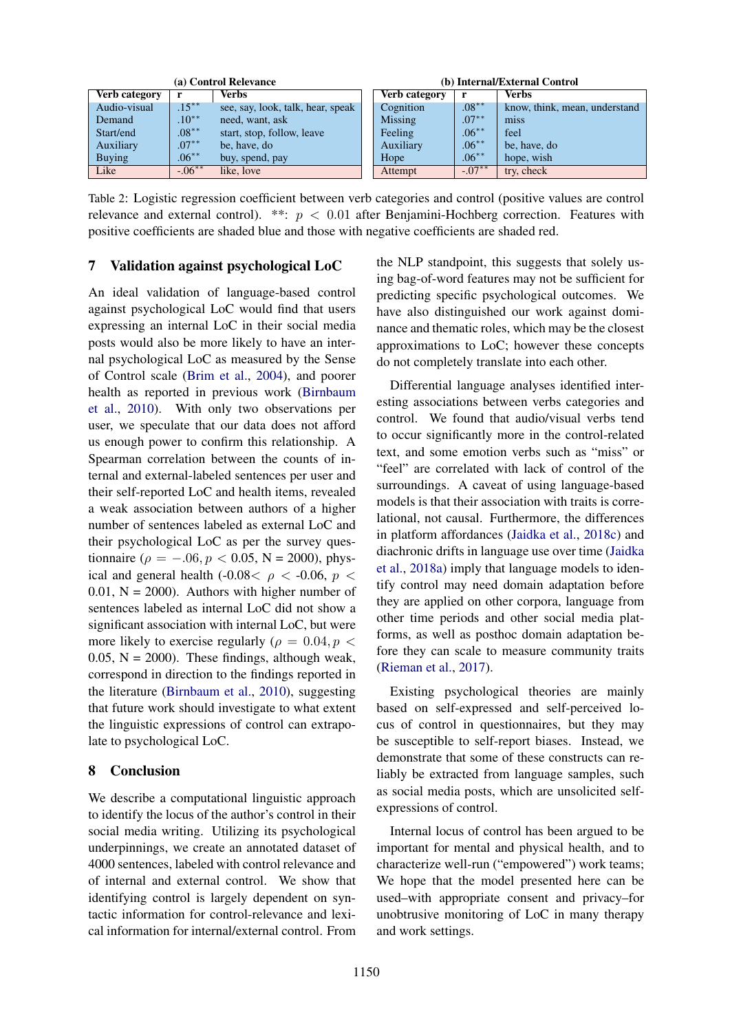**(a) Control Relevance**

| Verb category | r | Verbs |
|---|---|---|
| Audio-visual | $.15^{**}$ | see, say, look, talk, hear, speak |
| Demand | $.10^{**}$ | need, want, ask |
| Start/end | $.08^{**}$ | start, stop, follow, leave |
| Auxiliary | $.07^{**}$ | be, have, do |
| Buying | $.06^{**}$ | buy, spend, pay |
| Like | $-.06^{**}$ | like, love |

**(b) Internal/External Control**

| Verb category | r | Verbs |
|---|---|---|
| Cognition | $.08^{**}$ | know, think, mean, understand |
| Missing | $.07^{**}$ | miss |
| Feeling | $.06^{**}$ | feel |
| Auxiliary | $.06^{**}$ | be, have, do |
| Hope | $.06^{**}$ | hope, wish |
| Attempt | $-.07^{**}$ | try, check |

Table 2: Logistic regression coefficient between verb categories and control (positive values are control relevance and external control). **: $p < 0.01$ after Benjamini-Hochberg correction. Features with positive coefficients are shaded blue and those with negative coefficients are shaded red.

## 7 Validation against psychological LoC

An ideal validation of language-based control against psychological LoC would find that users expressing an internal LoC in their social media posts would also be more likely to have an internal psychological LoC as measured by the Sense of Control scale (Brim et al., 2004), and poorer health as reported in previous work (Birnbaum et al., 2010). With only two observations per user, we speculate that our data does not afford us enough power to confirm this relationship. A Spearman correlation between the counts of internal and external-labeled sentences per user and their self-reported LoC and health items, revealed a weak association between authors of a higher number of sentences labeled as external LoC and their psychological LoC as per the survey questionnaire ($\rho = -.06, p < 0.05$, N = 2000), physical and general health ($-0.08 < \rho < -0.06$, $p < 0.01$, N = 2000). Authors with higher number of sentences labeled as internal LoC did not show a significant association with internal LoC, but were more likely to exercise regularly ($\rho = 0.04, p < 0.05$, N = 2000). These findings, although weak, correspond in direction to the findings reported in the literature (Birnbaum et al., 2010), suggesting that future work should investigate to what extent the linguistic expressions of control can extrapolate to psychological LoC.

## 8 Conclusion

We describe a computational linguistic approach to identify the locus of the author's control in their social media writing. Utilizing its psychological underpinnings, we create an annotated dataset of 4000 sentences, labeled with control relevance and of internal and external control. We show that identifying control is largely dependent on syntactic information for control-relevance and lexical information for internal/external control. From the NLP standpoint, this suggests that solely using bag-of-word features may not be sufficient for predicting specific psychological outcomes. We have also distinguished our work against dominance and thematic roles, which may be the closest approximations to LoC; however these concepts do not completely translate into each other.

Differential language analyses identified interesting associations between verbs categories and control. We found that audio/visual verbs tend to occur significantly more in the control-related text, and some emotion verbs such as "miss" or "feel" are correlated with lack of control of the surroundings. A caveat of using language-based models is that their association with traits is correlational, not causal. Furthermore, the differences in platform affordances (Jaidka et al., 2018c) and diachronic drifts in language use over time (Jaidka et al., 2018a) imply that language models to identify control may need domain adaptation before they are applied on other corpora, language from other time periods and other social media platforms, as well as posthoc domain adaptation before they can scale to measure community traits (Rieman et al., 2017).

Existing psychological theories are mainly based on self-expressed and self-perceived locus of control in questionnaires, but they may be susceptible to self-report biases. Instead, we demonstrate that some of these constructs can reliably be extracted from language samples, such as social media posts, which are unsolicited self-expressions of control.

Internal locus of control has been argued to be important for mental and physical health, and to characterize well-run ("empowered") work teams; We hope that the model presented here can be used–with appropriate consent and privacy–for unobtrusive monitoring of LoC in many therapy and work settings.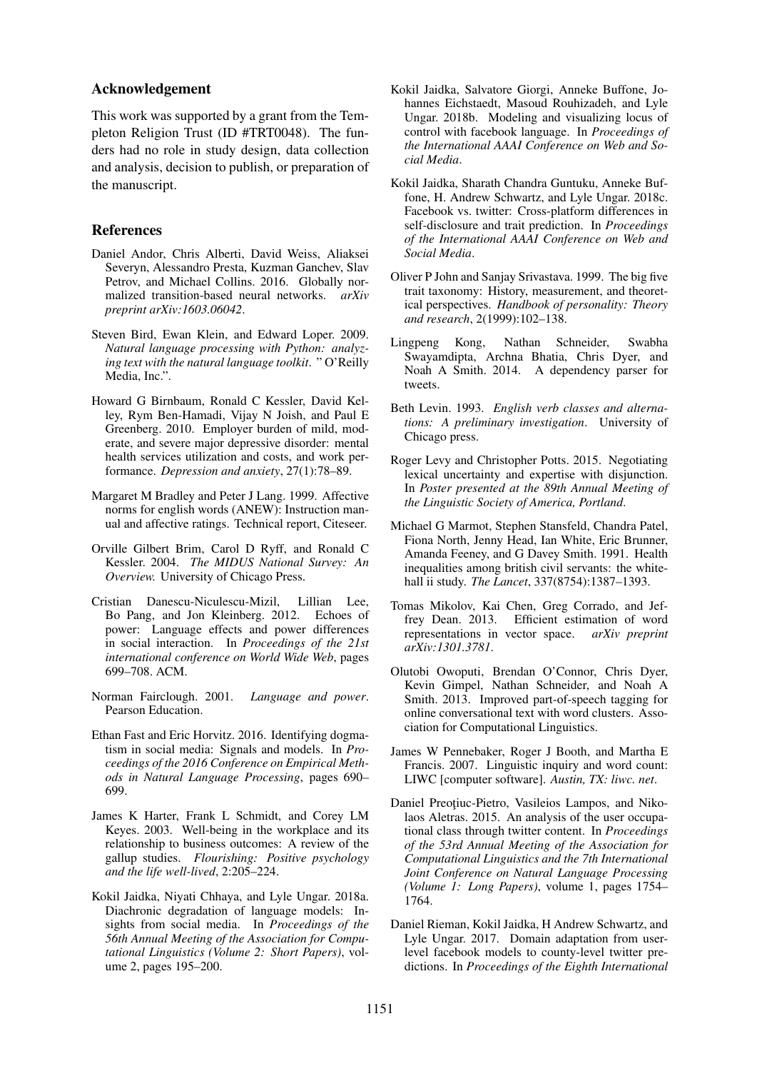## Acknowledgement

This work was supported by a grant from the Templeton Religion Trust (ID #TRT0048). The funders had no role in study design, data collection and analysis, decision to publish, or preparation of the manuscript.

## References

Daniel Andor, Chris Alberti, David Weiss, Aliaksei Severyn, Alessandro Presta, Kuzman Ganchev, Slav Petrov, and Michael Collins. 2016. Globally normalized transition-based neural networks. *arXiv preprint arXiv:1603.06042*.

Steven Bird, Ewan Klein, and Edward Loper. 2009. *Natural language processing with Python: analyzing text with the natural language toolkit*. " O'Reilly Media, Inc.".

Howard G Birnbaum, Ronald C Kessler, David Kelley, Rym Ben-Hamadi, Vijay N Joish, and Paul E Greenberg. 2010. Employer burden of mild, moderate, and severe major depressive disorder: mental health services utilization and costs, and work performance. *Depression and anxiety*, 27(1):78–89.

Margaret M Bradley and Peter J Lang. 1999. Affective norms for english words (ANEW): Instruction manual and affective ratings. Technical report, Citeseer.

Orville Gilbert Brim, Carol D Ryff, and Ronald C Kessler. 2004. *The MIDUS National Survey: An Overview.* University of Chicago Press.

Cristian Danescu-Niculescu-Mizil, Lillian Lee, Bo Pang, and Jon Kleinberg. 2012. Echoes of power: Language effects and power differences in social interaction. In *Proceedings of the 21st international conference on World Wide Web*, pages 699–708. ACM.

Norman Fairclough. 2001. *Language and power*. Pearson Education.

Ethan Fast and Eric Horvitz. 2016. Identifying dogmatism in social media: Signals and models. In *Proceedings of the 2016 Conference on Empirical Methods in Natural Language Processing*, pages 690–699.

James K Harter, Frank L Schmidt, and Corey LM Keyes. 2003. Well-being in the workplace and its relationship to business outcomes: A review of the gallup studies. *Flourishing: Positive psychology and the life well-lived*, 2:205–224.

Kokil Jaidka, Niyati Chhaya, and Lyle Ungar. 2018a. Diachronic degradation of language models: Insights from social media. In *Proceedings of the 56th Annual Meeting of the Association for Computational Linguistics (Volume 2: Short Papers)*, volume 2, pages 195–200.

Kokil Jaidka, Salvatore Giorgi, Anneke Buffone, Johannes Eichstaedt, Masoud Rouhizadeh, and Lyle Ungar. 2018b. Modeling and visualizing locus of control with facebook language. In *Proceedings of the International AAAI Conference on Web and Social Media*.

Kokil Jaidka, Sharath Chandra Guntuku, Anneke Buffone, H. Andrew Schwartz, and Lyle Ungar. 2018c. Facebook vs. twitter: Cross-platform differences in self-disclosure and trait prediction. In *Proceedings of the International AAAI Conference on Web and Social Media*.

Oliver P John and Sanjay Srivastava. 1999. The big five trait taxonomy: History, measurement, and theoretical perspectives. *Handbook of personality: Theory and research*, 2(1999):102–138.

Lingpeng Kong, Nathan Schneider, Swabha Swayamdipta, Archna Bhatia, Chris Dyer, and Noah A Smith. 2014. A dependency parser for tweets.

Beth Levin. 1993. *English verb classes and alternations: A preliminary investigation*. University of Chicago press.

Roger Levy and Christopher Potts. 2015. Negotiating lexical uncertainty and expertise with disjunction. In *Poster presented at the 89th Annual Meeting of the Linguistic Society of America, Portland*.

Michael G Marmot, Stephen Stansfeld, Chandra Patel, Fiona North, Jenny Head, Ian White, Eric Brunner, Amanda Feeney, and G Davey Smith. 1991. Health inequalities among british civil servants: the whitehall ii study. *The Lancet*, 337(8754):1387–1393.

Tomas Mikolov, Kai Chen, Greg Corrado, and Jeffrey Dean. 2013. Efficient estimation of word representations in vector space. *arXiv preprint arXiv:1301.3781*.

Olutobi Owoputi, Brendan O'Connor, Chris Dyer, Kevin Gimpel, Nathan Schneider, and Noah A Smith. 2013. Improved part-of-speech tagging for online conversational text with word clusters. Association for Computational Linguistics.

James W Pennebaker, Roger J Booth, and Martha E Francis. 2007. Linguistic inquiry and word count: LIWC [computer software]. *Austin, TX: liwc. net*.

Daniel Preoţiuc-Pietro, Vasileios Lampos, and Nikolaos Aletras. 2015. An analysis of the user occupational class through twitter content. In *Proceedings of the 53rd Annual Meeting of the Association for Computational Linguistics and the 7th International Joint Conference on Natural Language Processing (Volume 1: Long Papers)*, volume 1, pages 1754–1764.

Daniel Rieman, Kokil Jaidka, H Andrew Schwartz, and Lyle Ungar. 2017. Domain adaptation from user-level facebook models to county-level twitter predictions. In *Proceedings of the Eighth International*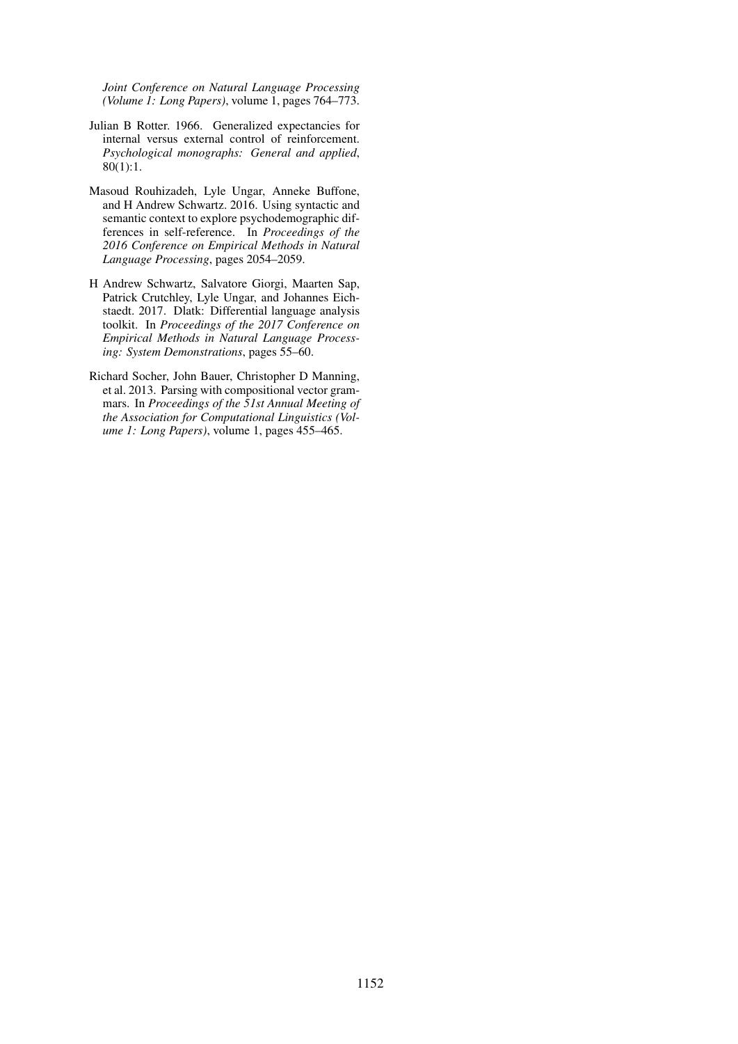*Joint Conference on Natural Language Processing (Volume 1: Long Papers)*, volume 1, pages 764–773.

Julian B Rotter. 1966. Generalized expectancies for internal versus external control of reinforcement. *Psychological monographs: General and applied*, 80(1):1.

Masoud Rouhizadeh, Lyle Ungar, Anneke Buffone, and H Andrew Schwartz. 2016. Using syntactic and semantic context to explore psychodemographic differences in self-reference. In *Proceedings of the 2016 Conference on Empirical Methods in Natural Language Processing*, pages 2054–2059.

H Andrew Schwartz, Salvatore Giorgi, Maarten Sap, Patrick Crutchley, Lyle Ungar, and Johannes Eichstaedt. 2017. Dlatk: Differential language analysis toolkit. In *Proceedings of the 2017 Conference on Empirical Methods in Natural Language Processing: System Demonstrations*, pages 55–60.

Richard Socher, John Bauer, Christopher D Manning, et al. 2013. Parsing with compositional vector grammars. In *Proceedings of the 51st Annual Meeting of the Association for Computational Linguistics (Volume 1: Long Papers)*, volume 1, pages 455–465.